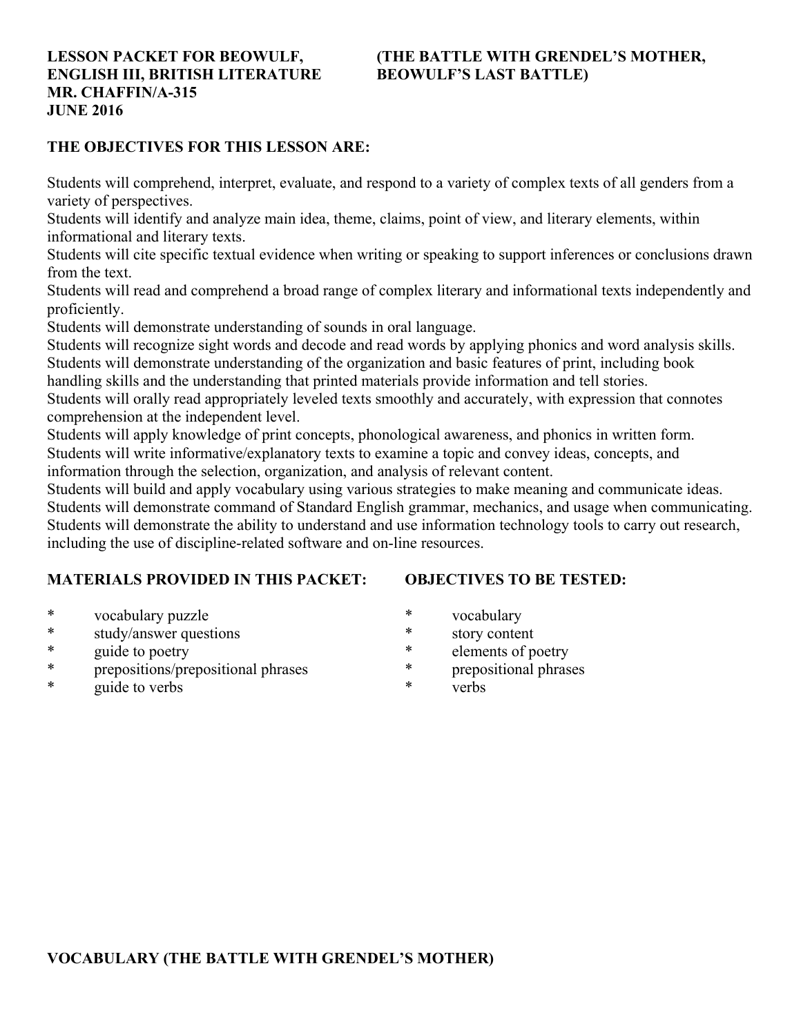**LESSON PACKET FOR BEOWULF, ENGLISH III, BRITISH LITERATURE**
**MR. CHAFFIN/A-315**
**JUNE 2016**

**(THE BATTLE WITH GRENDEL'S MOTHER, BEOWULF'S LAST BATTLE)**

## THE OBJECTIVES FOR THIS LESSON ARE:

Students will comprehend, interpret, evaluate, and respond to a variety of complex texts of all genders from a variety of perspectives.
Students will identify and analyze main idea, theme, claims, point of view, and literary elements, within informational and literary texts.
Students will cite specific textual evidence when writing or speaking to support inferences or conclusions drawn from the text.
Students will read and comprehend a broad range of complex literary and informational texts independently and proficiently.
Students will demonstrate understanding of sounds in oral language.
Students will recognize sight words and decode and read words by applying phonics and word analysis skills.
Students will demonstrate understanding of the organization and basic features of print, including book handling skills and the understanding that printed materials provide information and tell stories.
Students will orally read appropriately leveled texts smoothly and accurately, with expression that connotes comprehension at the independent level.
Students will apply knowledge of print concepts, phonological awareness, and phonics in written form.
Students will write informative/explanatory texts to examine a topic and convey ideas, concepts, and information through the selection, organization, and analysis of relevant content.
Students will build and apply vocabulary using various strategies to make meaning and communicate ideas.
Students will demonstrate command of Standard English grammar, mechanics, and usage when communicating.
Students will demonstrate the ability to understand and use information technology tools to carry out research, including the use of discipline-related software and on-line resources.

## MATERIALS PROVIDED IN THIS PACKET:

* vocabulary puzzle
* study/answer questions
* guide to poetry
* prepositions/prepositional phrases
* guide to verbs

## OBJECTIVES TO BE TESTED:

* vocabulary
* story content
* elements of poetry
* prepositional phrases
* verbs

## VOCABULARY (THE BATTLE WITH GRENDEL'S MOTHER)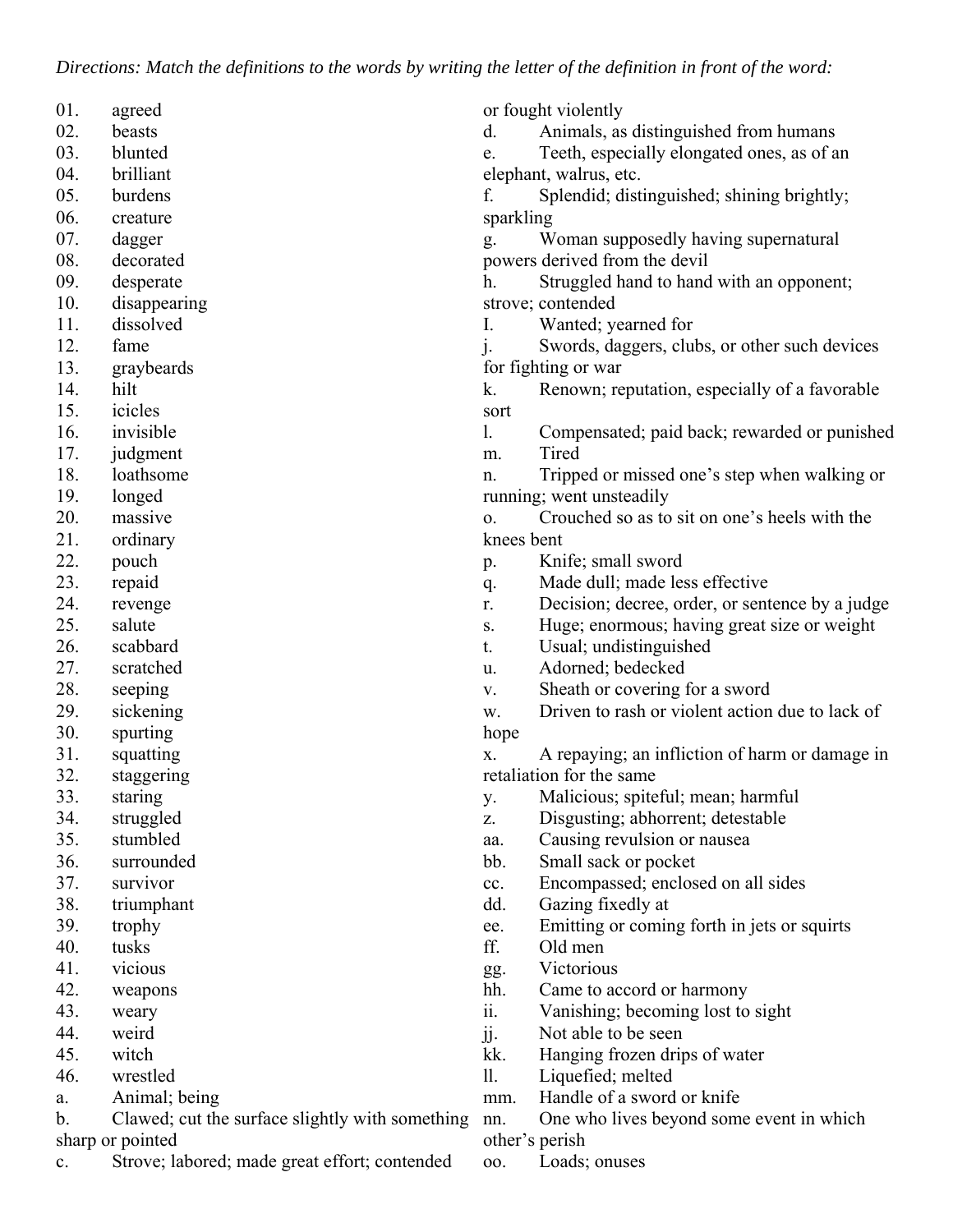*Directions: Match the definitions to the words by writing the letter of the definition in front of the word:*

01. agreed
02. beasts
03. blunted
04. brilliant
05. burdens
06. creature
07. dagger
08. decorated
09. desperate
10. disappearing
11. dissolved
12. fame
13. graybeards
14. hilt
15. icicles
16. invisible
17. judgment
18. loathsome
19. longed
20. massive
21. ordinary
22. pouch
23. repaid
24. revenge
25. salute
26. scabbard
27. scratched
28. seeping
29. sickening
30. spurting
31. squatting
32. staggering
33. staring
34. struggled
35. stumbled
36. surrounded
37. survivor
38. triumphant
39. trophy
40. tusks
41. vicious
42. weapons
43. weary
44. weird
45. witch
46. wrestled

a. Animal; being
b. Clawed; cut the surface slightly with something sharp or pointed
c. Strove; labored; made great effort; contended or fought violently
d. Animals, as distinguished from humans
e. Teeth, especially elongated ones, as of an elephant, walrus, etc.
f. Splendid; distinguished; shining brightly; sparkling
g. Woman supposedly having supernatural powers derived from the devil
h. Struggled hand to hand with an opponent; strove; contended
I. Wanted; yearned for
j. Swords, daggers, clubs, or other such devices for fighting or war
k. Renown; reputation, especially of a favorable sort
l. Compensated; paid back; rewarded or punished
m. Tired
n. Tripped or missed one's step when walking or running; went unsteadily
o. Crouched so as to sit on one's heels with the knees bent
p. Knife; small sword
q. Made dull; made less effective
r. Decision; decree, order, or sentence by a judge
s. Huge; enormous; having great size or weight
t. Usual; undistinguished
u. Adorned; bedecked
v. Sheath or covering for a sword
w. Driven to rash or violent action due to lack of hope
x. A repaying; an infliction of harm or damage in retaliation for the same
y. Malicious; spiteful; mean; harmful
z. Disgusting; abhorrent; detestable
aa. Causing revulsion or nausea
bb. Small sack or pocket
cc. Encompassed; enclosed on all sides
dd. Gazing fixedly at
ee. Emitting or coming forth in jets or squirts
ff. Old men
gg. Victorious
hh. Came to accord or harmony
ii. Vanishing; becoming lost to sight
jj. Not able to be seen
kk. Hanging frozen drips of water
ll. Liquefied; melted
mm. Handle of a sword or knife
nn. One who lives beyond some event in which other's perish
oo. Loads; onuses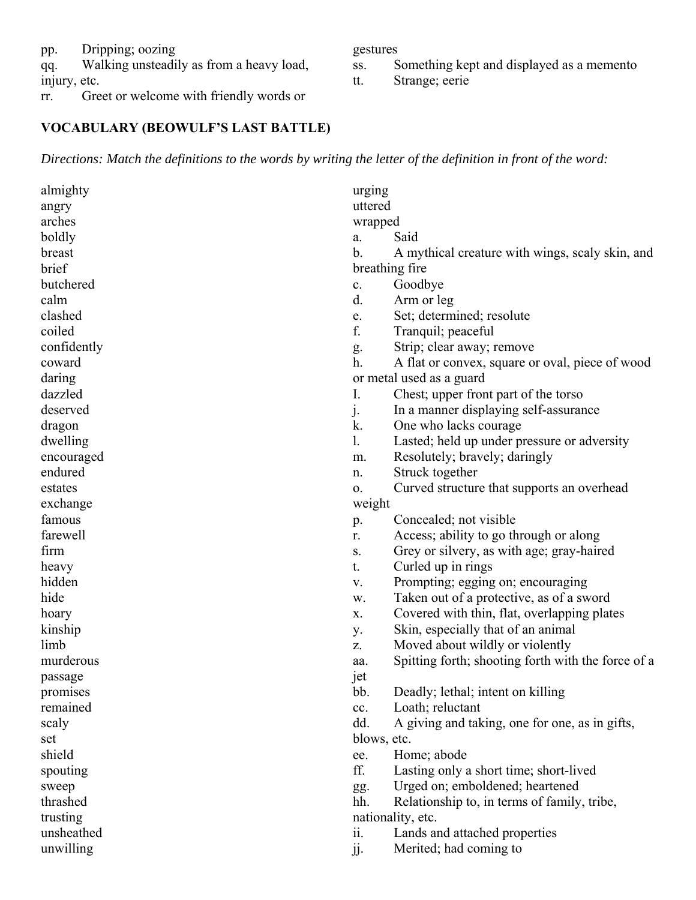pp. Dripping; oozing
qq. Walking unsteadily as from a heavy load, injury, etc.
rr. Greet or welcome with friendly words or gestures
ss. Something kept and displayed as a memento
tt. Strange; eerie

**VOCABULARY (BEOWULF'S LAST BATTLE)**

*Directions: Match the definitions to the words by writing the letter of the definition in front of the word:*

almighty
angry
arches
boldly
breast
brief
butchered
calm
clashed
coiled
confidently
coward
daring
dazzled
deserved
dragon
dwelling
encouraged
endured
estates
exchange
famous
farewell
firm
heavy
hidden
hide
hoary
kinship
limb
murderous
passage
promises
remained
scaly
set
shield
spouting
sweep
thrashed
trusting
unsheathed
unwilling
urging
uttered
wrapped

a. Said
b. A mythical creature with wings, scaly skin, and breathing fire
c. Goodbye
d. Arm or leg
e. Set; determined; resolute
f. Tranquil; peaceful
g. Strip; clear away; remove
h. A flat or convex, square or oval, piece of wood or metal used as a guard
I. Chest; upper front part of the torso
j. In a manner displaying self-assurance
k. One who lacks courage
l. Lasted; held up under pressure or adversity
m. Resolutely; bravely; daringly
n. Struck together
o. Curved structure that supports an overhead weight
p. Concealed; not visible
r. Access; ability to go through or along
s. Grey or silvery, as with age; gray-haired
t. Curled up in rings
v. Prompting; egging on; encouraging
w. Taken out of a protective, as of a sword
x. Covered with thin, flat, overlapping plates
y. Skin, especially that of an animal
z. Moved about wildly or violently
aa. Spitting forth; shooting forth with the force of a jet
bb. Deadly; lethal; intent on killing
cc. Loath; reluctant
dd. A giving and taking, one for one, as in gifts, blows, etc.
ee. Home; abode
ff. Lasting only a short time; short-lived
gg. Urged on; emboldened; heartened
hh. Relationship to, in terms of family, tribe, nationality, etc.
ii. Lands and attached properties
jj. Merited; had coming to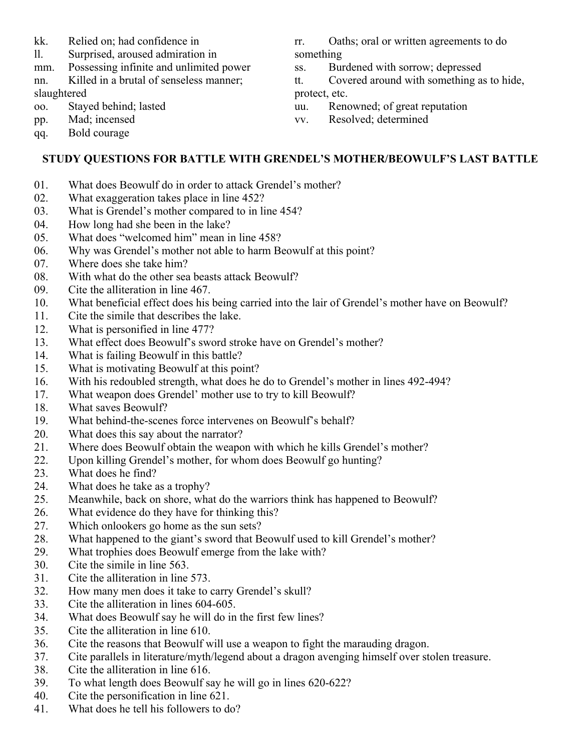kk. Relied on; had confidence in
ll. Surprised, aroused admiration in
mm. Possessing infinite and unlimited power
nn. Killed in a brutal of senseless manner; slaughtered
oo. Stayed behind; lasted
pp. Mad; incensed
qq. Bold courage
rr. Oaths; oral or written agreements to do something
ss. Burdened with sorrow; depressed
tt. Covered around with something as to hide, protect, etc.
uu. Renowned; of great reputation
vv. Resolved; determined

## STUDY QUESTIONS FOR BATTLE WITH GRENDEL'S MOTHER/BEOWULF'S LAST BATTLE

01. What does Beowulf do in order to attack Grendel's mother?
02. What exaggeration takes place in line 452?
03. What is Grendel's mother compared to in line 454?
04. How long had she been in the lake?
05. What does "welcomed him" mean in line 458?
06. Why was Grendel's mother not able to harm Beowulf at this point?
07. Where does she take him?
08. With what do the other sea beasts attack Beowulf?
09. Cite the alliteration in line 467.
10. What beneficial effect does his being carried into the lair of Grendel's mother have on Beowulf?
11. Cite the simile that describes the lake.
12. What is personified in line 477?
13. What effect does Beowulf's sword stroke have on Grendel's mother?
14. What is failing Beowulf in this battle?
15. What is motivating Beowulf at this point?
16. With his redoubled strength, what does he do to Grendel's mother in lines 492-494?
17. What weapon does Grendel' mother use to try to kill Beowulf?
18. What saves Beowulf?
19. What behind-the-scenes force intervenes on Beowulf's behalf?
20. What does this say about the narrator?
21. Where does Beowulf obtain the weapon with which he kills Grendel's mother?
22. Upon killing Grendel's mother, for whom does Beowulf go hunting?
23. What does he find?
24. What does he take as a trophy?
25. Meanwhile, back on shore, what do the warriors think has happened to Beowulf?
26. What evidence do they have for thinking this?
27. Which onlookers go home as the sun sets?
28. What happened to the giant's sword that Beowulf used to kill Grendel's mother?
29. What trophies does Beowulf emerge from the lake with?
30. Cite the simile in line 563.
31. Cite the alliteration in line 573.
32. How many men does it take to carry Grendel's skull?
33. Cite the alliteration in lines 604-605.
34. What does Beowulf say he will do in the first few lines?
35. Cite the alliteration in line 610.
36. Cite the reasons that Beowulf will use a weapon to fight the marauding dragon.
37. Cite parallels in literature/myth/legend about a dragon avenging himself over stolen treasure.
38. Cite the alliteration in line 616.
39. To what length does Beowulf say he will go in lines 620-622?
40. Cite the personification in line 621.
41. What does he tell his followers to do?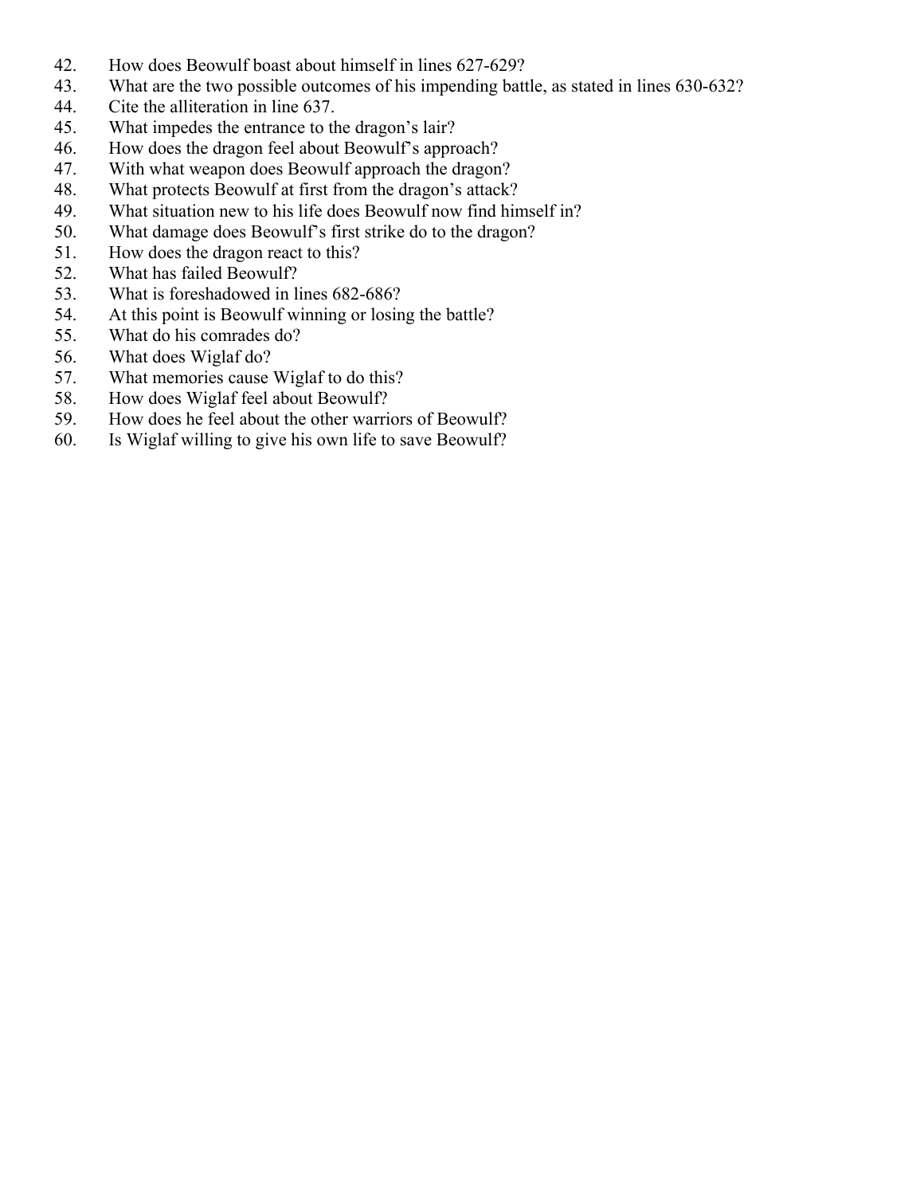42. How does Beowulf boast about himself in lines 627-629?
43. What are the two possible outcomes of his impending battle, as stated in lines 630-632?
44. Cite the alliteration in line 637.
45. What impedes the entrance to the dragon's lair?
46. How does the dragon feel about Beowulf's approach?
47. With what weapon does Beowulf approach the dragon?
48. What protects Beowulf at first from the dragon's attack?
49. What situation new to his life does Beowulf now find himself in?
50. What damage does Beowulf's first strike do to the dragon?
51. How does the dragon react to this?
52. What has failed Beowulf?
53. What is foreshadowed in lines 682-686?
54. At this point is Beowulf winning or losing the battle?
55. What do his comrades do?
56. What does Wiglaf do?
57. What memories cause Wiglaf to do this?
58. How does Wiglaf feel about Beowulf?
59. How does he feel about the other warriors of Beowulf?
60. Is Wiglaf willing to give his own life to save Beowulf?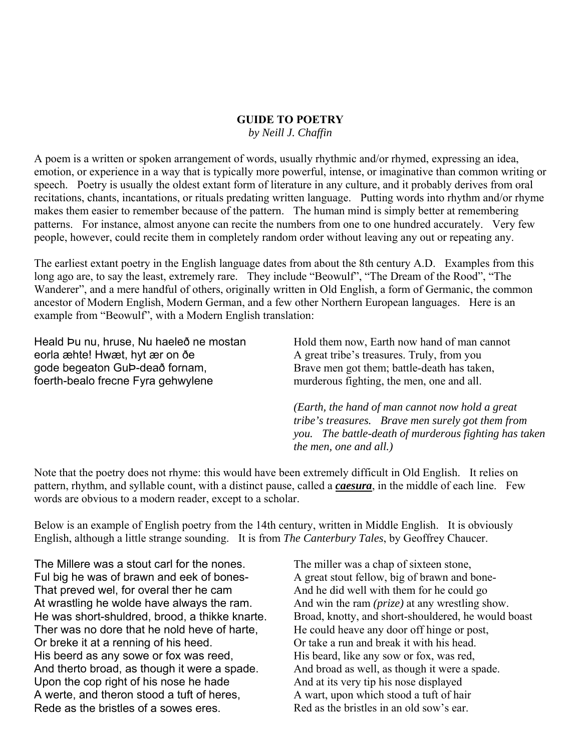## GUIDE TO POETRY

*by Neill J. Chaffin*

A poem is a written or spoken arrangement of words, usually rhythmic and/or rhymed, expressing an idea, emotion, or experience in a way that is typically more powerful, intense, or imaginative than common writing or speech. Poetry is usually the oldest extant form of literature in any culture, and it probably derives from oral recitations, chants, incantations, or rituals predating written language. Putting words into rhythm and/or rhyme makes them easier to remember because of the pattern. The human mind is simply better at remembering patterns. For instance, almost anyone can recite the numbers from one to one hundred accurately. Very few people, however, could recite them in completely random order without leaving any out or repeating any.

The earliest extant poetry in the English language dates from about the 8th century A.D. Examples from this long ago are, to say the least, extremely rare. They include "Beowulf", "The Dream of the Rood", "The Wanderer", and a mere handful of others, originally written in Old English, a form of Germanic, the common ancestor of Modern English, Modern German, and a few other Northern European languages. Here is an example from "Beowulf", with a Modern English translation:

| | |
|---|---|
| Heald Þu nu, hruse, Nu haeleð ne mostan | Hold them now, Earth now hand of man cannot |
| eorla æhte! Hwæt, hyt ær on ðe | A great tribe's treasures. Truly, from you |
| gode begeaton GuÞ-deað fornam, | Brave men got them; battle-death has taken, |
| foerth-bealo frecne Fyra gehwylene | murderous fighting, the men, one and all. |

*(Earth, the hand of man cannot now hold a great tribe's treasures. Brave men surely got them from you. The battle-death of murderous fighting has taken the men, one and all.)*

Note that the poetry does not rhyme: this would have been extremely difficult in Old English. It relies on pattern, rhythm, and syllable count, with a distinct pause, called a ***caesura***, in the middle of each line. Few words are obvious to a modern reader, except to a scholar.

Below is an example of English poetry from the 14th century, written in Middle English. It is obviously English, although a little strange sounding. It is from *The Canterbury Tales*, by Geoffrey Chaucer.

| | |
|---|---|
| The Millere was a stout carl for the nones. | The miller was a chap of sixteen stone, |
| Ful big he was of brawn and eek of bones- | A great stout fellow, big of brawn and bone- |
| That preved wel, for overal ther he cam | And he did well with them for he could go |
| At wrastling he wolde have always the ram. | And win the ram *(prize)* at any wrestling show. |
| He was short-shuldred, brood, a thikke knarte. | Broad, knotty, and short-shouldered, he would boast |
| Ther was no dore that he nold heve of harte, | He could heave any door off hinge or post, |
| Or breke it at a renning of his heed. | Or take a run and break it with his head. |
| His beerd as any sowe or fox was reed, | His beard, like any sow or fox, was red, |
| And therto broad, as though it were a spade. | And broad as well, as though it were a spade. |
| Upon the cop right of his nose he hade | And at its very tip his nose displayed |
| A werte, and theron stood a tuft of heres, | A wart, upon which stood a tuft of hair |
| Rede as the bristles of a sowes eres. | Red as the bristles in an old sow's ear. |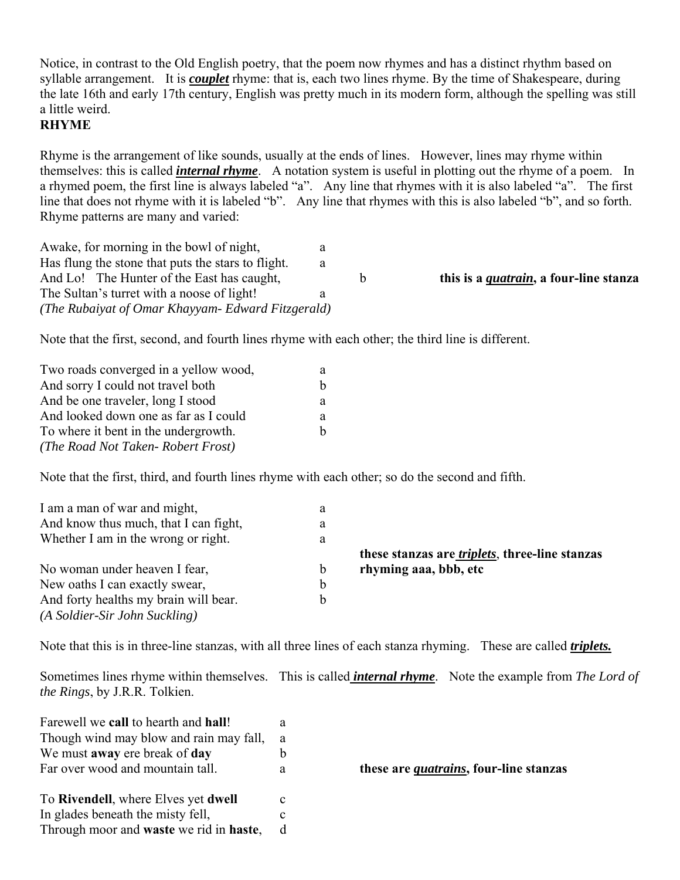Notice, in contrast to the Old English poetry, that the poem now rhymes and has a distinct rhythm based on syllable arrangement. It is ***couplet*** rhyme: that is, each two lines rhyme. By the time of Shakespeare, during the late 16th and early 17th century, English was pretty much in its modern form, although the spelling was still a little weird.

**RHYME**

Rhyme is the arrangement of like sounds, usually at the ends of lines. However, lines may rhyme within themselves: this is called ***internal rhyme***. A notation system is useful in plotting out the rhyme of a poem. In a rhymed poem, the first line is always labeled "a". Any line that rhymes with it is also labeled "a". The first line that does not rhyme with it is labeled "b". Any line that rhymes with this is also labeled "b", and so forth. Rhyme patterns are many and varied:

Awake, for morning in the bowl of night, a
Has flung the stone that puts the stars to flight. a
And Lo! The Hunter of the East has caught, b — **this is a *quatrain*, a four-line stanza**
The Sultan's turret with a noose of light! a
*(The Rubaiyat of Omar Khayyam- Edward Fitzgerald)*

Note that the first, second, and fourth lines rhyme with each other; the third line is different.

Two roads converged in a yellow wood, a
And sorry I could not travel both b
And be one traveler, long I stood a
And looked down one as far as I could a
To where it bent in the undergrowth. b
*(The Road Not Taken- Robert Frost)*

Note that the first, third, and fourth lines rhyme with each other; so do the second and fifth.

I am a man of war and might, a
And know thus much, that I can fight, a
Whether I am in the wrong or right. a

No woman under heaven I fear, b
New oaths I can exactly swear, b
And forty healths my brain will bear. b
*(A Soldier-Sir John Suckling)*

**these stanzas are *triplets*, three-line stanzas rhyming aaa, bbb, etc**

Note that this is in three-line stanzas, with all three lines of each stanza rhyming. These are called ***triplets.***

Sometimes lines rhyme within themselves. This is called ***internal rhyme***. Note the example from *The Lord of the Rings*, by J.R.R. Tolkien.

Farewell we **call** to hearth and **hall**! a
Though wind may blow and rain may fall, a
We must **away** ere break of **day** b
Far over wood and mountain tall. a — **these are *quatrains*, four-line stanzas**

To **Rivendell**, where Elves yet **dwell** c
In glades beneath the misty fell, c
Through moor and **waste** we rid in **haste**, d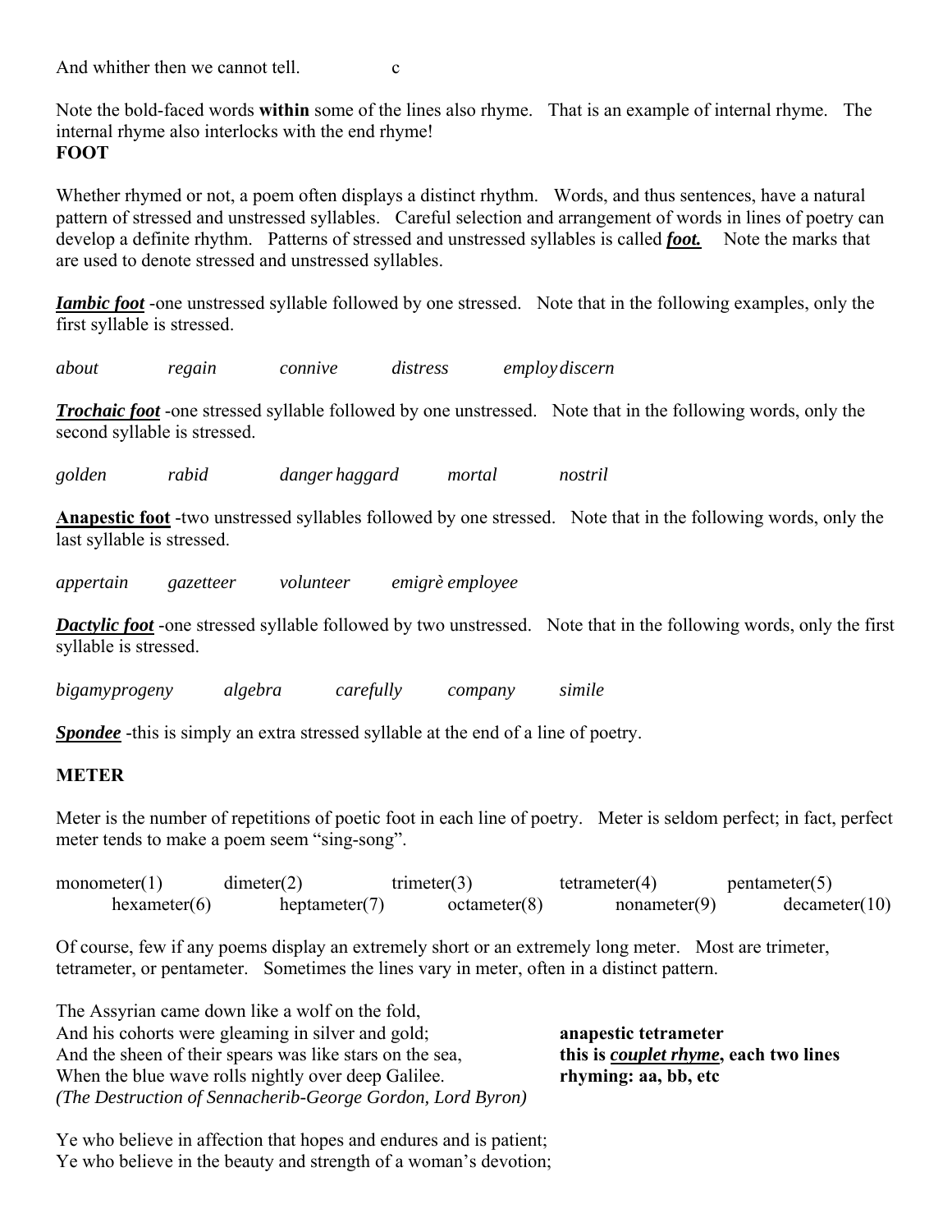And whither then we cannot tell.                c

Note the bold-faced words **within** some of the lines also rhyme. That is an example of internal rhyme. The internal rhyme also interlocks with the end rhyme!

**FOOT**

Whether rhymed or not, a poem often displays a distinct rhythm. Words, and thus sentences, have a natural pattern of stressed and unstressed syllables. Careful selection and arrangement of words in lines of poetry can develop a definite rhythm. Patterns of stressed and unstressed syllables is called ***foot.*** Note the marks that are used to denote stressed and unstressed syllables.

***Iambic foot*** -one unstressed syllable followed by one stressed. Note that in the following examples, only the first syllable is stressed.

*about*    *regain*    *connive*    *distress*    *employ discern*

***Trochaic foot*** -one stressed syllable followed by one unstressed. Note that in the following words, only the second syllable is stressed.

*golden*    *rabid*    *danger haggard*    *mortal*    *nostril*

**Anapestic foot** -two unstressed syllables followed by one stressed. Note that in the following words, only the last syllable is stressed.

*appertain*    *gazetteer*    *volunteer*    *emigrè employee*

***Dactylic foot*** -one stressed syllable followed by two unstressed. Note that in the following words, only the first syllable is stressed.

*bigamyprogeny*    *algebra*    *carefully*    *company*    *simile*

***Spondee*** -this is simply an extra stressed syllable at the end of a line of poetry.

**METER**

Meter is the number of repetitions of poetic foot in each line of poetry. Meter is seldom perfect; in fact, perfect meter tends to make a poem seem "sing-song".

monometer(1)    dimeter(2)    trimeter(3)    tetrameter(4)    pentameter(5)
hexameter(6)    heptameter(7)    octameter(8)    nonameter(9)    decameter(10)

Of course, few if any poems display an extremely short or an extremely long meter. Most are trimeter, tetrameter, or pentameter. Sometimes the lines vary in meter, often in a distinct pattern.

The Assyrian came down like a wolf on the fold,
And his cohorts were gleaming in silver and gold;
And the sheen of their spears was like stars on the sea,
When the blue wave rolls nightly over deep Galilee.
*(The Destruction of Sennacherib-George Gordon, Lord Byron)*

**anapestic tetrameter**
**this is *couplet rhyme*, each two lines rhyming: aa, bb, etc**

Ye who believe in affection that hopes and endures and is patient;
Ye who believe in the beauty and strength of a woman's devotion;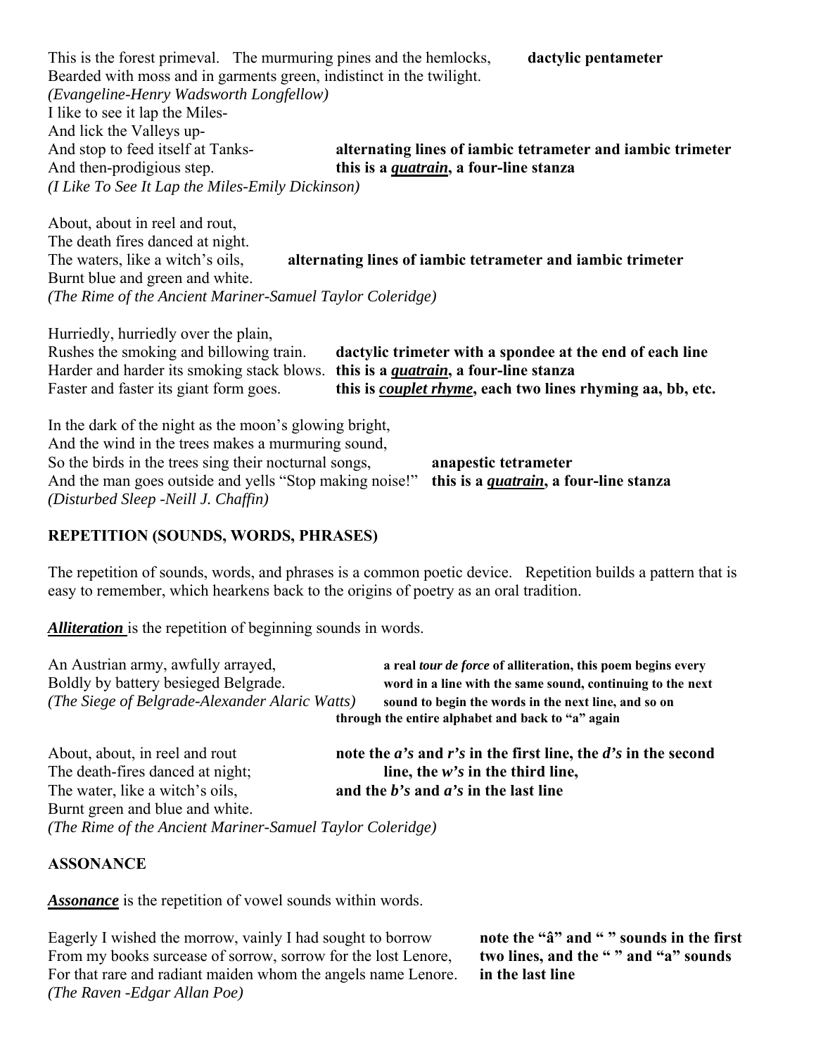This is the forest primeval. The murmuring pines and the hemlocks, **dactylic pentameter**
Bearded with moss and in garments green, indistinct in the twilight.
*(Evangeline-Henry Wadsworth Longfellow)*

I like to see it lap the Miles-
And lick the Valleys up-
And stop to feed itself at Tanks- **alternating lines of iambic tetrameter and iambic trimeter**
And then-prodigious step. **this is a *quatrain*, a four-line stanza**
*(I Like To See It Lap the Miles-Emily Dickinson)*

About, about in reel and rout,
The death fires danced at night.
The waters, like a witch's oils, **alternating lines of iambic tetrameter and iambic trimeter**
Burnt blue and green and white.
*(The Rime of the Ancient Mariner-Samuel Taylor Coleridge)*

Hurriedly, hurriedly over the plain,
Rushes the smoking and billowing train. **dactylic trimeter with a spondee at the end of each line**
Harder and harder its smoking stack blows. **this is a *quatrain*, a four-line stanza**
Faster and faster its giant form goes. **this is *couplet rhyme*, each two lines rhyming aa, bb, etc.**

In the dark of the night as the moon's glowing bright,
And the wind in the trees makes a murmuring sound,
So the birds in the trees sing their nocturnal songs, **anapestic tetrameter**
And the man goes outside and yells "Stop making noise!" **this is a *quatrain*, a four-line stanza**
*(Disturbed Sleep -Neill J. Chaffin)*

**REPETITION (SOUNDS, WORDS, PHRASES)**

The repetition of sounds, words, and phrases is a common poetic device. Repetition builds a pattern that is easy to remember, which hearkens back to the origins of poetry as an oral tradition.

***Alliteration*** is the repetition of beginning sounds in words.

An Austrian army, awfully arrayed,
Boldly by battery besieged Belgrade.
*(The Siege of Belgrade-Alexander Alaric Watts)*

**a real *tour de force* of alliteration, this poem begins every word in a line with the same sound, continuing to the next sound to begin the words in the next line, and so on through the entire alphabet and back to "a" again**

About, about, in reel and rout
The death-fires danced at night;
The water, like a witch's oils,
Burnt green and blue and white.
*(The Rime of the Ancient Mariner-Samuel Taylor Coleridge)*

**note the *a's* and *r's* in the first line, the *d's* in the second line, the *w's* in the third line, and the *b's* and *a's* in the last line**

**ASSONANCE**

***Assonance*** is the repetition of vowel sounds within words.

Eagerly I wished the morrow, vainly I had sought to borrow
From my books surcease of sorrow, sorrow for the lost Lenore,
For that rare and radiant maiden whom the angels name Lenore.
*(The Raven -Edgar Allan Poe)*

**note the "â" and " " sounds in the first two lines, and the " " and "a" sounds in the last line**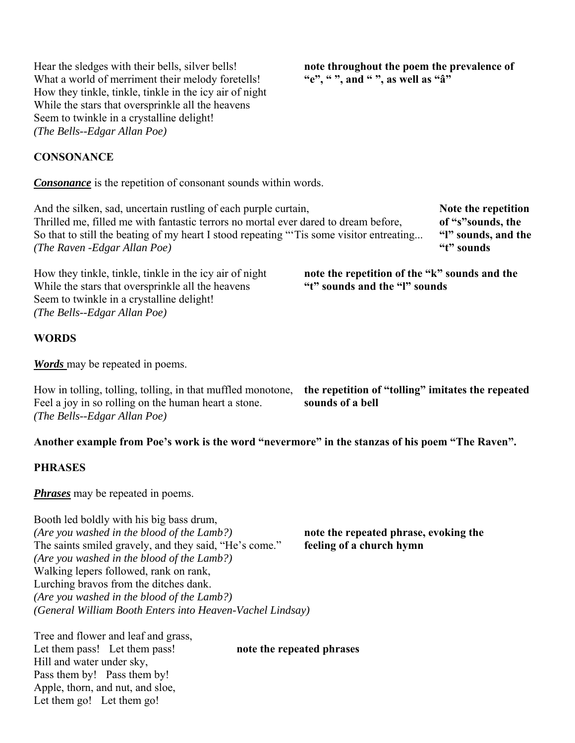Hear the sledges with their bells, silver bells!
What a world of merriment their melody foretells!
How they tinkle, tinkle, tinkle in the icy air of night
While the stars that oversprinkle all the heavens
Seem to twinkle in a crystalline delight!
*(The Bells--Edgar Allan Poe)*

**note throughout the poem the prevalence of "e", " ", and " ", as well as "â"**

**CONSONANCE**

***Consonance*** is the repetition of consonant sounds within words.

And the silken, sad, uncertain rustling of each purple curtain,
Thrilled me, filled me with fantastic terrors no mortal ever dared to dream before,
So that to still the beating of my heart I stood repeating "'Tis some visitor entreating...
*(The Raven -Edgar Allan Poe)*

**Note the repetition of "s"sounds, the "l" sounds, and the "t" sounds**

How they tinkle, tinkle, tinkle in the icy air of night
While the stars that oversprinkle all the heavens
Seem to twinkle in a crystalline delight!
*(The Bells--Edgar Allan Poe)*

**note the repetition of the "k" sounds and the "t" sounds and the "l" sounds**

**WORDS**

***Words*** may be repeated in poems.

How in tolling, tolling, tolling, in that muffled monotone,
Feel a joy in so rolling on the human heart a stone.
*(The Bells--Edgar Allan Poe)*

**the repetition of "tolling" imitates the repeated sounds of a bell**

**Another example from Poe's work is the word "nevermore" in the stanzas of his poem "The Raven".**

**PHRASES**

***Phrases*** may be repeated in poems.

Booth led boldly with his big bass drum,
*(Are you washed in the blood of the Lamb?)*
The saints smiled gravely, and they said, "He's come."
*(Are you washed in the blood of the Lamb?)*
Walking lepers followed, rank on rank,
Lurching bravos from the ditches dank.
*(Are you washed in the blood of the Lamb?)*
*(General William Booth Enters into Heaven-Vachel Lindsay)*

**note the repeated phrase, evoking the feeling of a church hymn**

Tree and flower and leaf and grass,
Let them pass! Let them pass!
Hill and water under sky,
Pass them by! Pass them by!
Apple, thorn, and nut, and sloe,
Let them go! Let them go!

**note the repeated phrases**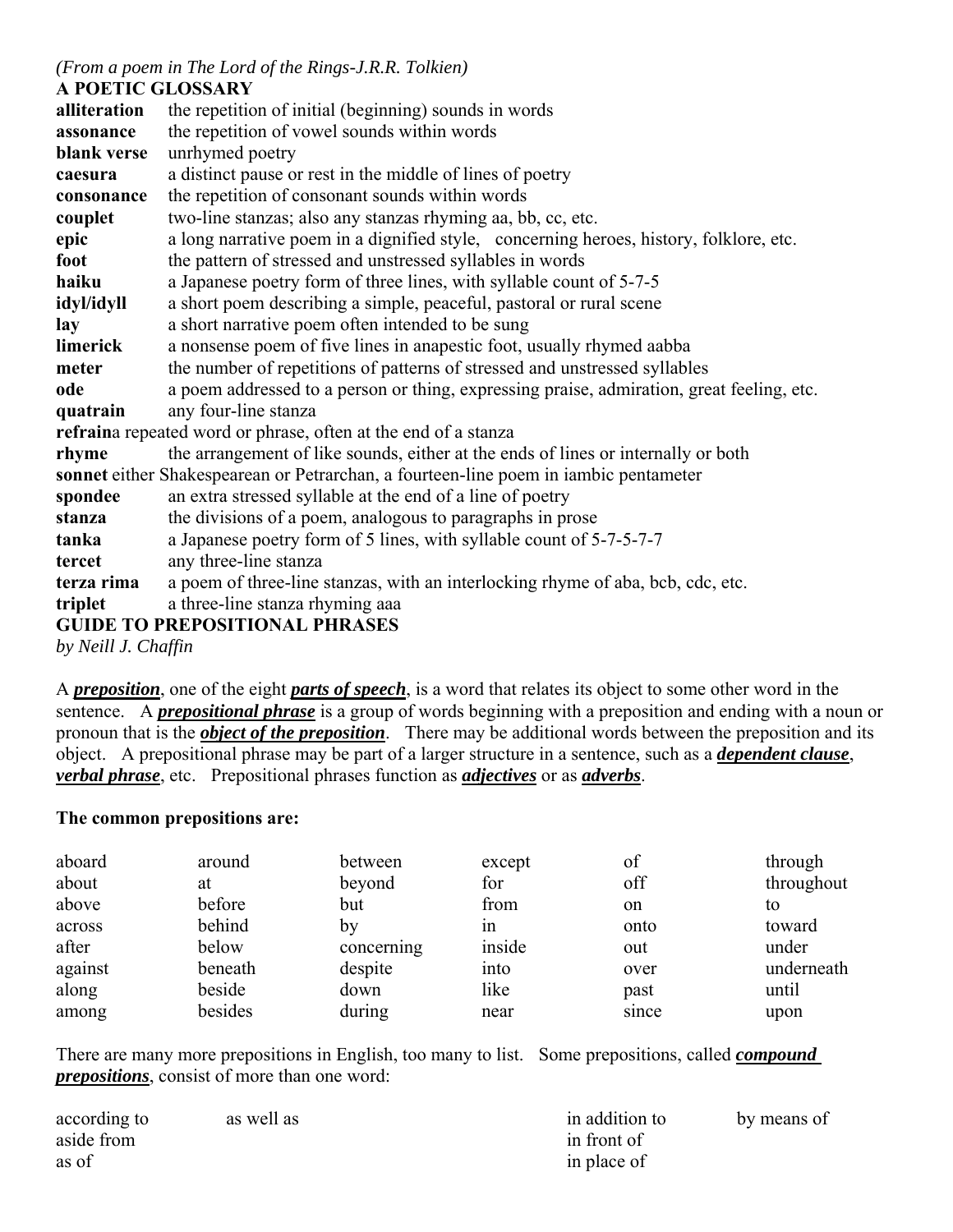*(From a poem in The Lord of the Rings-J.R.R. Tolkien)*

## A POETIC GLOSSARY

**alliteration** the repetition of initial (beginning) sounds in words
**assonance** the repetition of vowel sounds within words
**blank verse** unrhymed poetry
**caesura** a distinct pause or rest in the middle of lines of poetry
**consonance** the repetition of consonant sounds within words
**couplet** two-line stanzas; also any stanzas rhyming aa, bb, cc, etc.
**epic** a long narrative poem in a dignified style, concerning heroes, history, folklore, etc.
**foot** the pattern of stressed and unstressed syllables in words
**haiku** a Japanese poetry form of three lines, with syllable count of 5-7-5
**idyl/idyll** a short poem describing a simple, peaceful, pastoral or rural scene
**lay** a short narrative poem often intended to be sung
**limerick** a nonsense poem of five lines in anapestic foot, usually rhymed aabba
**meter** the number of repetitions of patterns of stressed and unstressed syllables
**ode** a poem addressed to a person or thing, expressing praise, admiration, great feeling, etc.
**quatrain** any four-line stanza
**refrain**a repeated word or phrase, often at the end of a stanza
**rhyme** the arrangement of like sounds, either at the ends of lines or internally or both
**sonnet** either Shakespearean or Petrarchan, a fourteen-line poem in iambic pentameter
**spondee** an extra stressed syllable at the end of a line of poetry
**stanza** the divisions of a poem, analogous to paragraphs in prose
**tanka** a Japanese poetry form of 5 lines, with syllable count of 5-7-5-7-7
**tercet** any three-line stanza
**terza rima** a poem of three-line stanzas, with an interlocking rhyme of aba, bcb, cdc, etc.
**triplet** a three-line stanza rhyming aaa

## GUIDE TO PREPOSITIONAL PHRASES

*by Neill J. Chaffin*

A ***preposition***, one of the eight ***parts of speech***, is a word that relates its object to some other word in the sentence. A ***prepositional phrase*** is a group of words beginning with a preposition and ending with a noun or pronoun that is the ***object of the preposition***. There may be additional words between the preposition and its object. A prepositional phrase may be part of a larger structure in a sentence, such as a ***dependent clause***, ***verbal phrase***, etc. Prepositional phrases function as ***adjectives*** or as ***adverbs***.

**The common prepositions are:**

| | | | | | |
|---|---|---|---|---|---|
| aboard | around | between | except | of | through |
| about | at | beyond | for | off | throughout |
| above | before | but | from | on | to |
| across | behind | by | in | onto | toward |
| after | below | concerning | inside | out | under |
| against | beneath | despite | into | over | underneath |
| along | beside | down | like | past | until |
| among | besides | during | near | since | upon |

There are many more prepositions in English, too many to list. Some prepositions, called ***compound prepositions***, consist of more than one word:

| | | | |
|---|---|---|---|
| according to | as well as | in addition to | by means of |
| aside from | | in front of | |
| as of | | in place of | |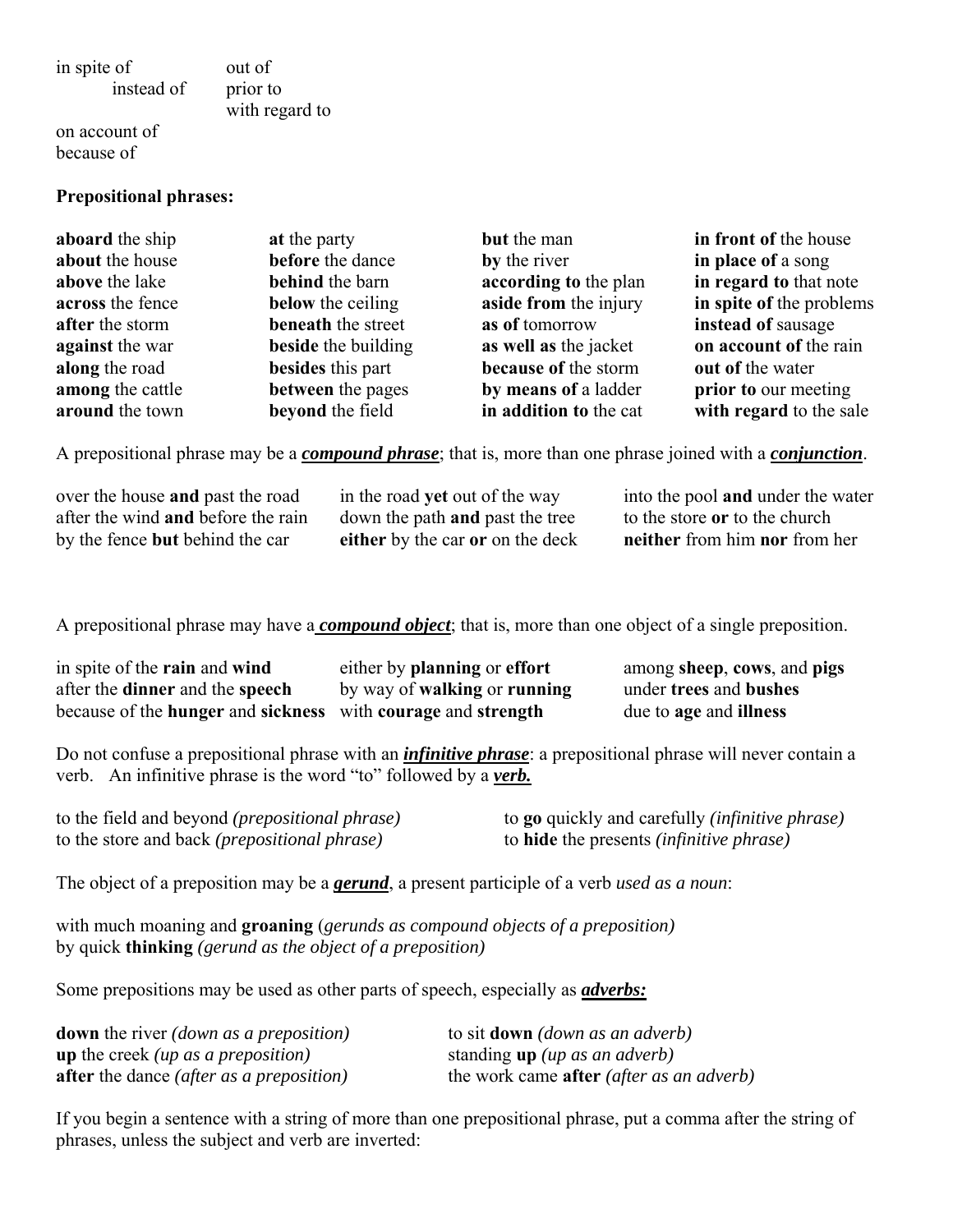in spite of
instead of
on account of
because of

out of
prior to
with regard to

**Prepositional phrases:**

| | | | |
|---|---|---|---|
| **aboard** the ship | **at** the party | **but** the man | **in front of** the house |
| **about** the house | **before** the dance | **by** the river | **in place of** a song |
| **above** the lake | **behind** the barn | **according to** the plan | **in regard to** that note |
| **across** the fence | **below** the ceiling | **aside from** the injury | **in spite of** the problems |
| **after** the storm | **beneath** the street | **as of** tomorrow | **instead of** sausage |
| **against** the war | **beside** the building | **as well as** the jacket | **on account of** the rain |
| **along** the road | **besides** this part | **because of** the storm | **out of** the water |
| **among** the cattle | **between** the pages | **by means of** a ladder | **prior to** our meeting |
| **around** the town | **beyond** the field | **in addition to** the cat | **with regard** to the sale |

A prepositional phrase may be a ***compound phrase***; that is, more than one phrase joined with a ***conjunction***.

| | | |
|---|---|---|
| over the house **and** past the road | in the road **yet** out of the way | into the pool **and** under the water |
| after the wind **and** before the rain | down the path **and** past the tree | to the store **or** to the church |
| by the fence **but** behind the car | **either** by the car **or** on the deck | **neither** from him **nor** from her |

A prepositional phrase may have a ***compound object***; that is, more than one object of a single preposition.

| | | |
|---|---|---|
| in spite of the **rain** and **wind** | either by **planning** or **effort** | among **sheep**, **cows**, and **pigs** |
| after the **dinner** and the **speech** | by way of **walking** or **running** | under **trees** and **bushes** |
| because of the **hunger** and **sickness** | with **courage** and **strength** | due to **age** and **illness** |

Do not confuse a prepositional phrase with an ***infinitive phrase***: a prepositional phrase will never contain a verb. An infinitive phrase is the word "to" followed by a ***verb.***

| | |
|---|---|
| to the field and beyond *(prepositional phrase)* | to **go** quickly and carefully *(infinitive phrase)* |
| to the store and back *(prepositional phrase)* | to **hide** the presents *(infinitive phrase)* |

The object of a preposition may be a ***gerund***, a present participle of a verb *used as a noun*:

with much moaning and **groaning** (*gerunds as compound objects of a preposition)*
by quick **thinking** *(gerund as the object of a preposition)*

Some prepositions may be used as other parts of speech, especially as ***adverbs:***

| | |
|---|---|
| **down** the river *(down as a preposition)* | to sit **down** *(down as an adverb)* |
| **up** the creek *(up as a preposition)* | standing **up** *(up as an adverb)* |
| **after** the dance *(after as a preposition)* | the work came **after** *(after as an adverb)* |

If you begin a sentence with a string of more than one prepositional phrase, put a comma after the string of phrases, unless the subject and verb are inverted: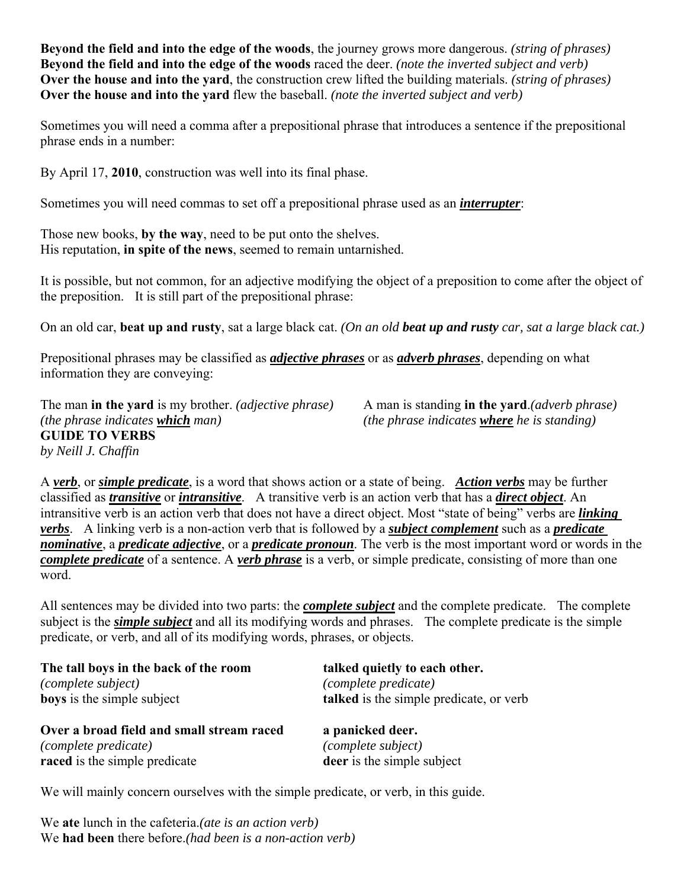**Beyond the field and into the edge of the woods**, the journey grows more dangerous. *(string of phrases)*
**Beyond the field and into the edge of the woods** raced the deer. *(note the inverted subject and verb)*
**Over the house and into the yard**, the construction crew lifted the building materials. *(string of phrases)*
**Over the house and into the yard** flew the baseball. *(note the inverted subject and verb)*

Sometimes you will need a comma after a prepositional phrase that introduces a sentence if the prepositional phrase ends in a number:

By April 17, **2010**, construction was well into its final phase.

Sometimes you will need commas to set off a prepositional phrase used as an ***interrupter***:

Those new books, **by the way**, need to be put onto the shelves.
His reputation, **in spite of the news**, seemed to remain untarnished.

It is possible, but not common, for an adjective modifying the object of a preposition to come after the object of the preposition. It is still part of the prepositional phrase:

On an old car, **beat up and rusty**, sat a large black cat. *(On an old **beat up and rusty** car, sat a large black cat.)*

Prepositional phrases may be classified as ***adjective phrases*** or as ***adverb phrases***, depending on what information they are conveying:

The man **in the yard** is my brother. *(adjective phrase)*
*(the phrase indicates **which** man)*

A man is standing **in the yard**.*(adverb phrase)*
*(the phrase indicates **where** he is standing)*

## GUIDE TO VERBS

*by Neill J. Chaffin*

A ***verb***, or ***simple predicate***, is a word that shows action or a state of being. ***Action verbs*** may be further classified as ***transitive*** or ***intransitive***. A transitive verb is an action verb that has a ***direct object***. An intransitive verb is an action verb that does not have a direct object. Most "state of being" verbs are ***linking verbs***. A linking verb is a non-action verb that is followed by a ***subject complement*** such as a ***predicate nominative***, a ***predicate adjective***, or a ***predicate pronoun***. The verb is the most important word or words in the ***complete predicate*** of a sentence. A ***verb phrase*** is a verb, or simple predicate, consisting of more than one word.

All sentences may be divided into two parts: the ***complete subject*** and the complete predicate. The complete subject is the ***simple subject*** and all its modifying words and phrases. The complete predicate is the simple predicate, or verb, and all of its modifying words, phrases, or objects.

| | |
|---|---|
| **The tall boys in the back of the room** | **talked quietly to each other.** |
| *(complete subject)* | *(complete predicate)* |
| **boys** is the simple subject | **talked** is the simple predicate, or verb |
| **Over a broad field and small stream raced** | **a panicked deer.** |
| *(complete predicate)* | *(complete subject)* |
| **raced** is the simple predicate | **deer** is the simple subject |

We will mainly concern ourselves with the simple predicate, or verb, in this guide.

We **ate** lunch in the cafeteria.*(ate is an action verb)*
We **had been** there before.*(had been is a non-action verb)*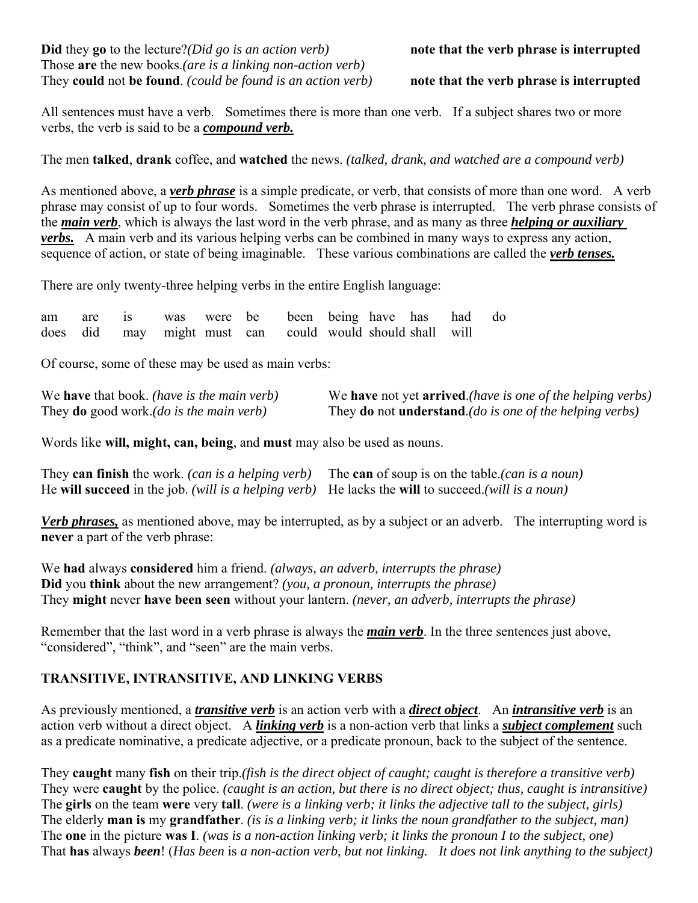**Did** they **go** to the lecture?*(Did go is an action verb)* **note that the verb phrase is interrupted**
Those **are** the new books.*(are is a linking non-action verb)*
They **could** not **be found**. *(could be found is an action verb)* **note that the verb phrase is interrupted**

All sentences must have a verb. Sometimes there is more than one verb. If a subject shares two or more verbs, the verb is said to be a ***compound verb.***

The men **talked**, **drank** coffee, and **watched** the news. *(talked, drank, and watched are a compound verb)*

As mentioned above, a ***verb phrase*** is a simple predicate, or verb, that consists of more than one word. A verb phrase may consist of up to four words. Sometimes the verb phrase is interrupted. The verb phrase consists of the ***main verb***, which is always the last word in the verb phrase, and as many as three ***helping or auxiliary verbs.*** A main verb and its various helping verbs can be combined in many ways to express any action, sequence of action, or state of being imaginable. These various combinations are called the ***verb tenses.***

There are only twenty-three helping verbs in the entire English language:

| | | | | | | | | | | | |
|---|---|---|---|---|---|---|---|---|---|---|---|
| am | are | is | was | were | be | been | being | have | has | had | do |
| does | did | may | might | must | can | could | would | should | shall | will | |

Of course, some of these may be used as main verbs:

We **have** that book. *(have is the main verb)*
They **do** good work.*(do is the main verb)*
We **have** not yet **arrived**.*(have is one of the helping verbs)*
They **do** not **understand**.*(do is one of the helping verbs)*

Words like **will, might, can, being**, and **must** may also be used as nouns.

They **can finish** the work. *(can is a helping verb)*
He **will succeed** in the job. *(will is a helping verb)*
The **can** of soup is on the table.*(can is a noun)*
He lacks the **will** to succeed.*(will is a noun)*

***Verb phrases,*** as mentioned above, may be interrupted, as by a subject or an adverb. The interrupting word is **never** a part of the verb phrase:

We **had** always **considered** him a friend. *(always, an adverb, interrupts the phrase)*
**Did** you **think** about the new arrangement? *(you, a pronoun, interrupts the phrase)*
They **might** never **have been seen** without your lantern. *(never, an adverb, interrupts the phrase)*

Remember that the last word in a verb phrase is always the ***main verb***. In the three sentences just above, "considered", "think", and "seen" are the main verbs.

## TRANSITIVE, INTRANSITIVE, AND LINKING VERBS

As previously mentioned, a ***transitive verb*** is an action verb with a ***direct object***. An ***intransitive verb*** is an action verb without a direct object. A ***linking verb*** is a non-action verb that links a ***subject complement*** such as a predicate nominative, a predicate adjective, or a predicate pronoun, back to the subject of the sentence.

They **caught** many **fish** on their trip.*(fish is the direct object of caught; caught is therefore a transitive verb)*
They were **caught** by the police. *(caught is an action, but there is no direct object; thus, caught is intransitive)*
The **girls** on the team **were** very **tall**. *(were is a linking verb; it links the adjective tall to the subject, girls)*
The elderly **man is** my **grandfather**. *(is is a linking verb; it links the noun grandfather to the subject, man)*
The **one** in the picture **was I**. *(was is a non-action linking verb; it links the pronoun I to the subject, one)*
That **has** always ***been***! (*Has been is a non-action verb, but not linking. It does not link anything to the subject)*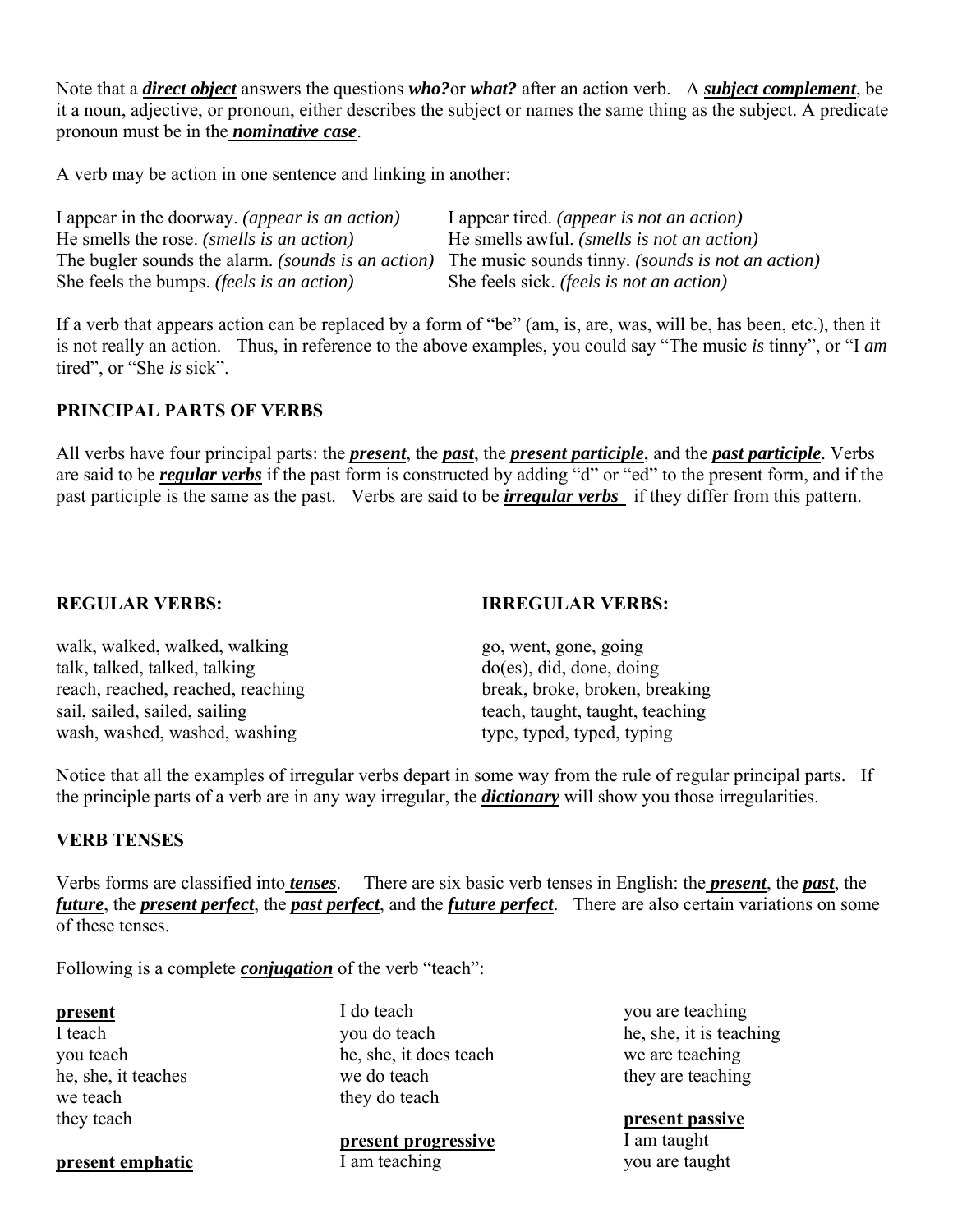Note that a ***direct object*** answers the questions ***who?*** or ***what?*** after an action verb. A ***subject complement***, be it a noun, adjective, or pronoun, either describes the subject or names the same thing as the subject. A predicate pronoun must be in the ***nominative case***.

A verb may be action in one sentence and linking in another:

I appear in the doorway. *(appear is an action)* I appear tired. *(appear is not an action)*
He smells the rose. *(smells is an action)* He smells awful. *(smells is not an action)*
The bugler sounds the alarm. *(sounds is an action)* The music sounds tinny. *(sounds is not an action)*
She feels the bumps. *(feels is an action)* She feels sick. *(feels is not an action)*

If a verb that appears action can be replaced by a form of "be" (am, is, are, was, will be, has been, etc.), then it is not really an action. Thus, in reference to the above examples, you could say "The music *is* tinny", or "I *am* tired", or "She *is* sick".

## PRINCIPAL PARTS OF VERBS

All verbs have four principal parts: the ***present***, the ***past***, the ***present participle***, and the ***past participle***. Verbs are said to be ***regular verbs*** if the past form is constructed by adding "d" or "ed" to the present form, and if the past participle is the same as the past. Verbs are said to be ***irregular verbs*** if they differ from this pattern.

**REGULAR VERBS:**

walk, walked, walked, walking
talk, talked, talked, talking
reach, reached, reached, reaching
sail, sailed, sailed, sailing
wash, washed, washed, washing

**IRREGULAR VERBS:**

go, went, gone, going
do(es), did, done, doing
break, broke, broken, breaking
teach, taught, taught, teaching
type, typed, typed, typing

Notice that all the examples of irregular verbs depart in some way from the rule of regular principal parts. If the principle parts of a verb are in any way irregular, the ***dictionary*** will show you those irregularities.

## VERB TENSES

Verbs forms are classified into ***tenses***. There are six basic verb tenses in English: the ***present***, the ***past***, the ***future***, the ***present perfect***, the ***past perfect***, and the ***future perfect***. There are also certain variations on some of these tenses.

Following is a complete ***conjugation*** of the verb "teach":

**present**
I teach
you teach
he, she, it teaches
we teach
they teach

**present emphatic**
I do teach
you do teach
he, she, it does teach
we do teach
they do teach

**present progressive**
I am teaching
you are teaching
he, she, it is teaching
we are teaching
they are teaching

**present passive**
I am taught
you are taught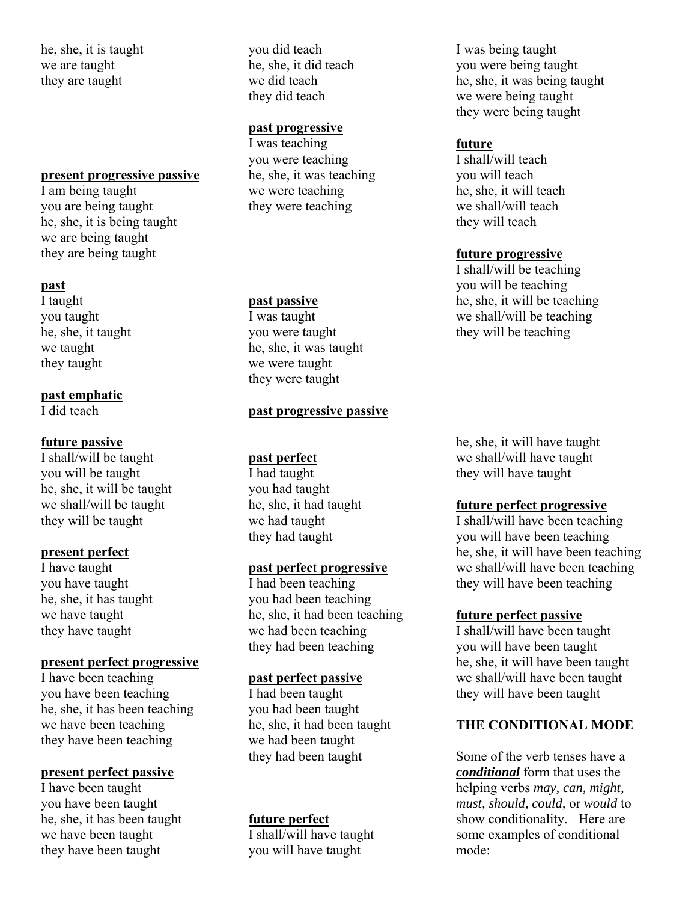he, she, it is taught
we are taught
they are taught

**present progressive passive**
I am being taught
you are being taught
he, she, it is being taught
we are being taught
they are being taught

**past**
I taught
you taught
he, she, it taught
we taught
they taught

**past emphatic**
I did teach
you did teach
he, she, it did teach
we did teach
they did teach

**past progressive**
I was teaching
you were teaching
he, she, it was teaching
we were teaching
they were teaching

**past passive**
I was taught
you were taught
he, she, it was taught
we were taught
they were taught

**past progressive passive**
I was being taught
you were being taught
he, she, it was being taught
we were being taught
they were being taught

**future**
I shall/will teach
you will teach
he, she, it will teach
we shall/will teach
they will teach

**future progressive**
I shall/will be teaching
you will be teaching
he, she, it will be teaching
we shall/will be teaching
they will be teaching

**future passive**
I shall/will be taught
you will be taught
he, she, it will be taught
we shall/will be taught
they will be taught

**present perfect**
I have taught
you have taught
he, she, it has taught
we have taught
they have taught

**present perfect progressive**
I have been teaching
you have been teaching
he, she, it has been teaching
we have been teaching
they have been teaching

**present perfect passive**
I have been taught
you have been taught
he, she, it has been taught
we have been taught
they have been taught

**past perfect**
I had taught
you had taught
he, she, it had taught
we had taught
they had taught

**past perfect progressive**
I had been teaching
you had been teaching
he, she, it had been teaching
we had been teaching
they had been teaching

**past perfect passive**
I had been taught
you had been taught
he, she, it had been taught
we had been taught
they had been taught

**future perfect**
I shall/will have taught
you will have taught
he, she, it will have taught
we shall/will have taught
they will have taught

**future perfect progressive**
I shall/will have been teaching
you will have been teaching
he, she, it will have been teaching
we shall/will have been teaching
they will have been teaching

**future perfect passive**
I shall/will have been taught
you will have been taught
he, she, it will have been taught
we shall/will have been taught
they will have been taught

**THE CONDITIONAL MODE**

Some of the verb tenses have a ***conditional*** form that uses the helping verbs *may, can, might, must, should, could,* or *would* to show conditionality. Here are some examples of conditional mode: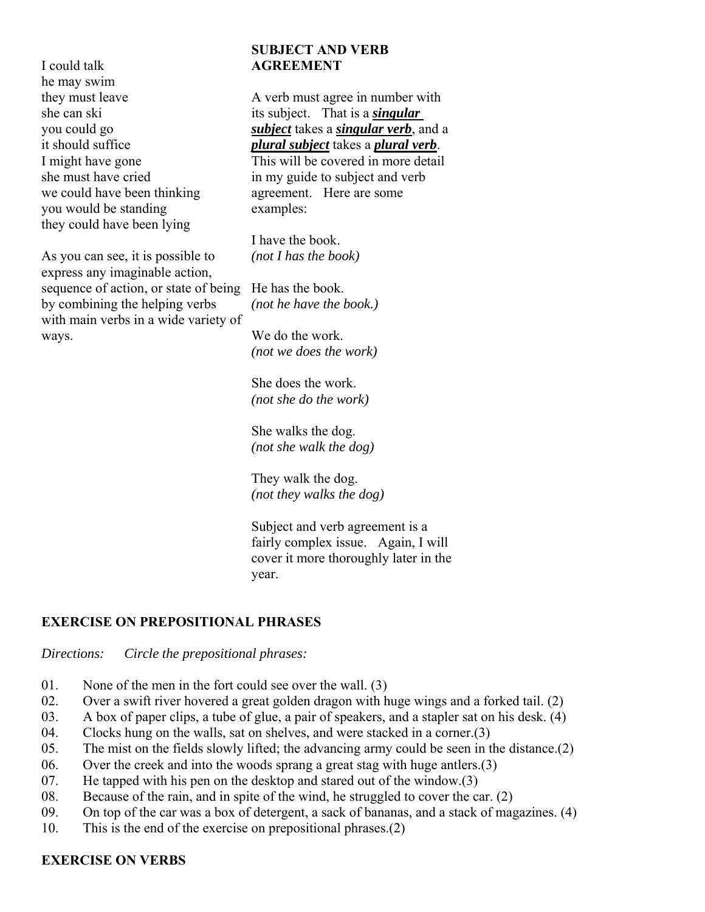I could talk
he may swim
they must leave
she can ski
you could go
it should suffice
I might have gone
she must have cried
we could have been thinking
you would be standing
they could have been lying

As you can see, it is possible to express any imaginable action, sequence of action, or state of being by combining the helping verbs with main verbs in a wide variety of ways.

**SUBJECT AND VERB AGREEMENT**

A verb must agree in number with its subject. That is a ***singular subject*** takes a ***singular verb***, and a ***plural subject*** takes a ***plural verb***. This will be covered in more detail in my guide to subject and verb agreement. Here are some examples:

I have the book.
*(not I has the book)*

He has the book.
*(not he have the book.)*

We do the work.
*(not we does the work)*

She does the work.
*(not she do the work)*

She walks the dog.
*(not she walk the dog)*

They walk the dog.
*(not they walks the dog)*

Subject and verb agreement is a fairly complex issue. Again, I will cover it more thoroughly later in the year.

**EXERCISE ON PREPOSITIONAL PHRASES**

*Directions: Circle the prepositional phrases:*

01. None of the men in the fort could see over the wall. (3)
02. Over a swift river hovered a great golden dragon with huge wings and a forked tail. (2)
03. A box of paper clips, a tube of glue, a pair of speakers, and a stapler sat on his desk. (4)
04. Clocks hung on the walls, sat on shelves, and were stacked in a corner.(3)
05. The mist on the fields slowly lifted; the advancing army could be seen in the distance.(2)
06. Over the creek and into the woods sprang a great stag with huge antlers.(3)
07. He tapped with his pen on the desktop and stared out of the window.(3)
08. Because of the rain, and in spite of the wind, he struggled to cover the car. (2)
09. On top of the car was a box of detergent, a sack of bananas, and a stack of magazines. (4)
10. This is the end of the exercise on prepositional phrases.(2)

**EXERCISE ON VERBS**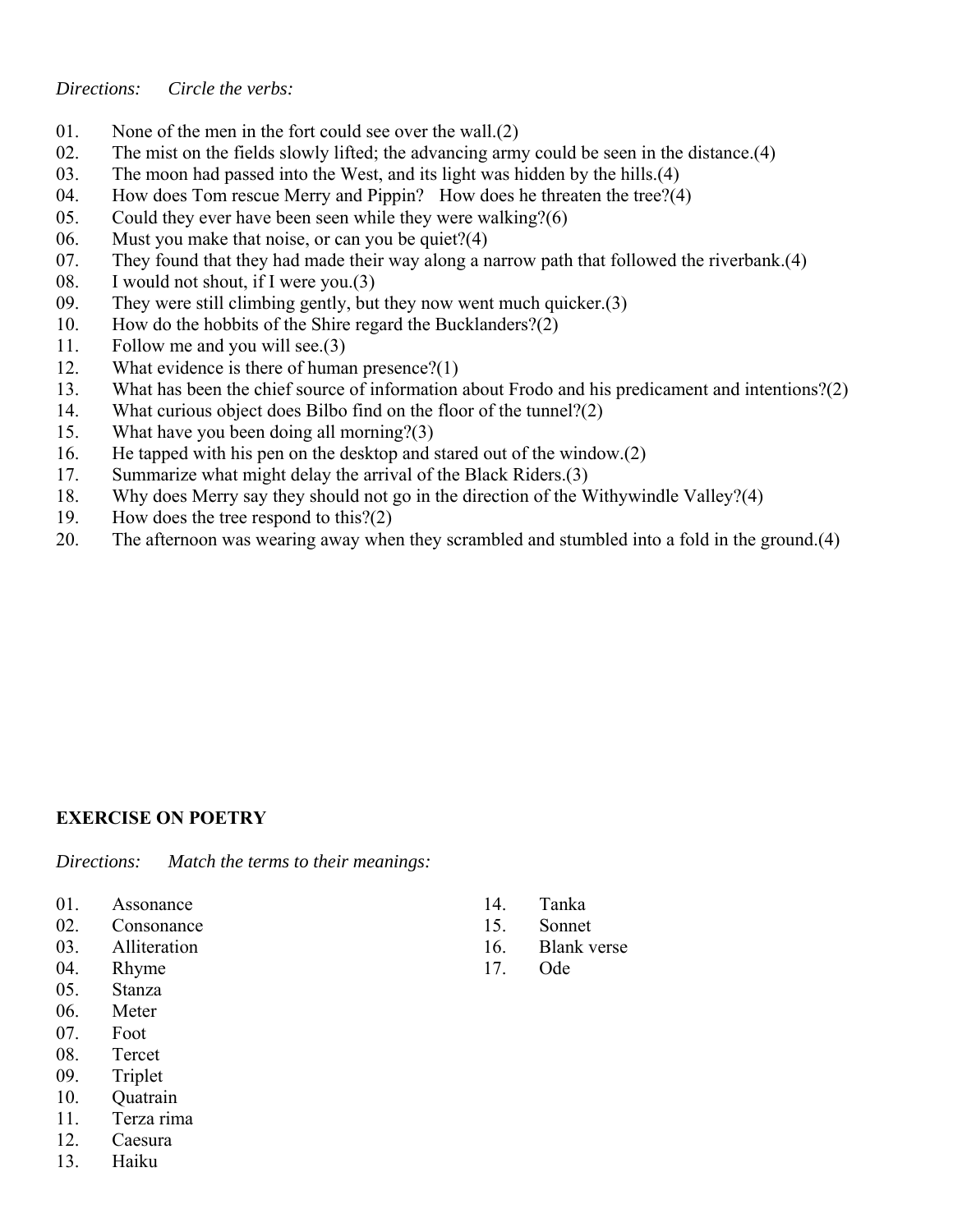*Directions: Circle the verbs:*

01. None of the men in the fort could see over the wall.(2)
02. The mist on the fields slowly lifted; the advancing army could be seen in the distance.(4)
03. The moon had passed into the West, and its light was hidden by the hills.(4)
04. How does Tom rescue Merry and Pippin? How does he threaten the tree?(4)
05. Could they ever have been seen while they were walking?(6)
06. Must you make that noise, or can you be quiet?(4)
07. They found that they had made their way along a narrow path that followed the riverbank.(4)
08. I would not shout, if I were you.(3)
09. They were still climbing gently, but they now went much quicker.(3)
10. How do the hobbits of the Shire regard the Bucklanders?(2)
11. Follow me and you will see.(3)
12. What evidence is there of human presence?(1)
13. What has been the chief source of information about Frodo and his predicament and intentions?(2)
14. What curious object does Bilbo find on the floor of the tunnel?(2)
15. What have you been doing all morning?(3)
16. He tapped with his pen on the desktop and stared out of the window.(2)
17. Summarize what might delay the arrival of the Black Riders.(3)
18. Why does Merry say they should not go in the direction of the Withywindle Valley?(4)
19. How does the tree respond to this?(2)
20. The afternoon was wearing away when they scrambled and stumbled into a fold in the ground.(4)

**EXERCISE ON POETRY**

*Directions: Match the terms to their meanings:*

01. Assonance
02. Consonance
03. Alliteration
04. Rhyme
05. Stanza
06. Meter
07. Foot
08. Tercet
09. Triplet
10. Quatrain
11. Terza rima
12. Caesura
13. Haiku
14. Tanka
15. Sonnet
16. Blank verse
17. Ode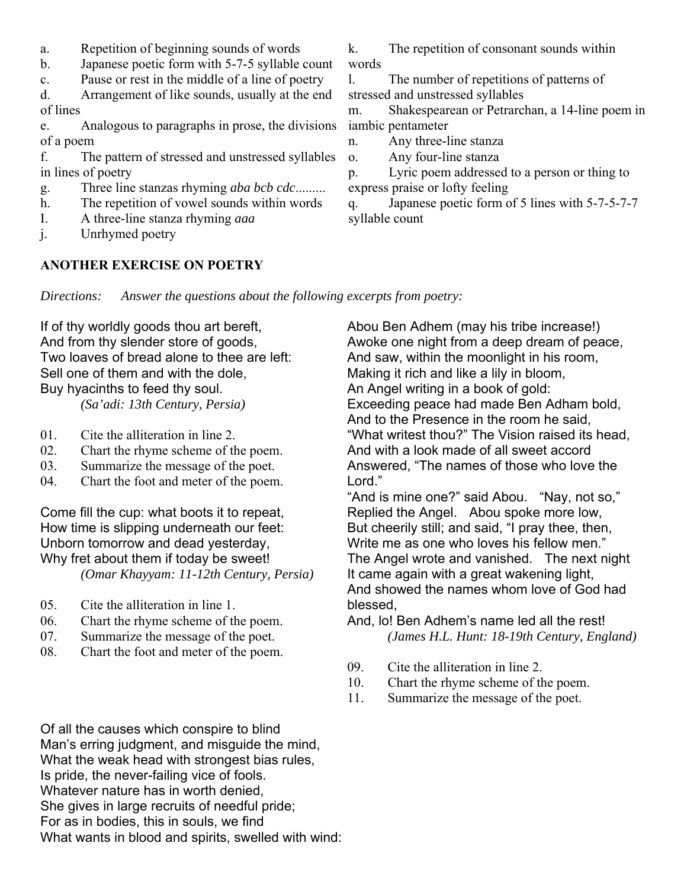a. Repetition of beginning sounds of words
b. Japanese poetic form with 5-7-5 syllable count
c. Pause or rest in the middle of a line of poetry
d. Arrangement of like sounds, usually at the end of lines
e. Analogous to paragraphs in prose, the divisions of a poem
f. The pattern of stressed and unstressed syllables in lines of poetry
g. Three line stanzas rhyming *aba bcb cdc*.........
h. The repetition of vowel sounds within words
I. A three-line stanza rhyming *aaa*
j. Unrhymed poetry
k. The repetition of consonant sounds within words
l. The number of repetitions of patterns of stressed and unstressed syllables
m. Shakespearean or Petrarchan, a 14-line poem in iambic pentameter
n. Any three-line stanza
o. Any four-line stanza
p. Lyric poem addressed to a person or thing to express praise or lofty feeling
q. Japanese poetic form of 5 lines with 5-7-5-7-7 syllable count

## ANOTHER EXERCISE ON POETRY

*Directions: Answer the questions about the following excerpts from poetry:*

If of thy worldly goods thou art bereft,
And from thy slender store of goods,
Two loaves of bread alone to thee are left:
Sell one of them and with the dole,
Buy hyacinths to feed thy soul.
*(Sa'adi: 13th Century, Persia)*

01. Cite the alliteration in line 2.
02. Chart the rhyme scheme of the poem.
03. Summarize the message of the poet.
04. Chart the foot and meter of the poem.

Come fill the cup: what boots it to repeat,
How time is slipping underneath our feet:
Unborn tomorrow and dead yesterday,
Why fret about them if today be sweet!
*(Omar Khayyam: 11-12th Century, Persia)*

05. Cite the alliteration in line 1.
06. Chart the rhyme scheme of the poem.
07. Summarize the message of the poet.
08. Chart the foot and meter of the poem.

Of all the causes which conspire to blind
Man's erring judgment, and misguide the mind,
What the weak head with strongest bias rules,
Is pride, the never-failing vice of fools.
Whatever nature has in worth denied,
She gives in large recruits of needful pride;
For as in bodies, this in souls, we find
What wants in blood and spirits, swelled with wind:

Abou Ben Adhem (may his tribe increase!)
Awoke one night from a deep dream of peace,
And saw, within the moonlight in his room,
Making it rich and like a lily in bloom,
An Angel writing in a book of gold:
Exceeding peace had made Ben Adham bold,
And to the Presence in the room he said,
"What writest thou?" The Vision raised its head,
And with a look made of all sweet accord
Answered, "The names of those who love the Lord."
"And is mine one?" said Abou. "Nay, not so,"
Replied the Angel. Abou spoke more low,
But cheerily still; and said, "I pray thee, then,
Write me as one who loves his fellow men."
The Angel wrote and vanished. The next night
It came again with a great wakening light,
And showed the names whom love of God had blessed,
And, lo! Ben Adhem's name led all the rest!
*(James H.L. Hunt: 18-19th Century, England)*

09. Cite the alliteration in line 2.
10. Chart the rhyme scheme of the poem.
11. Summarize the message of the poet.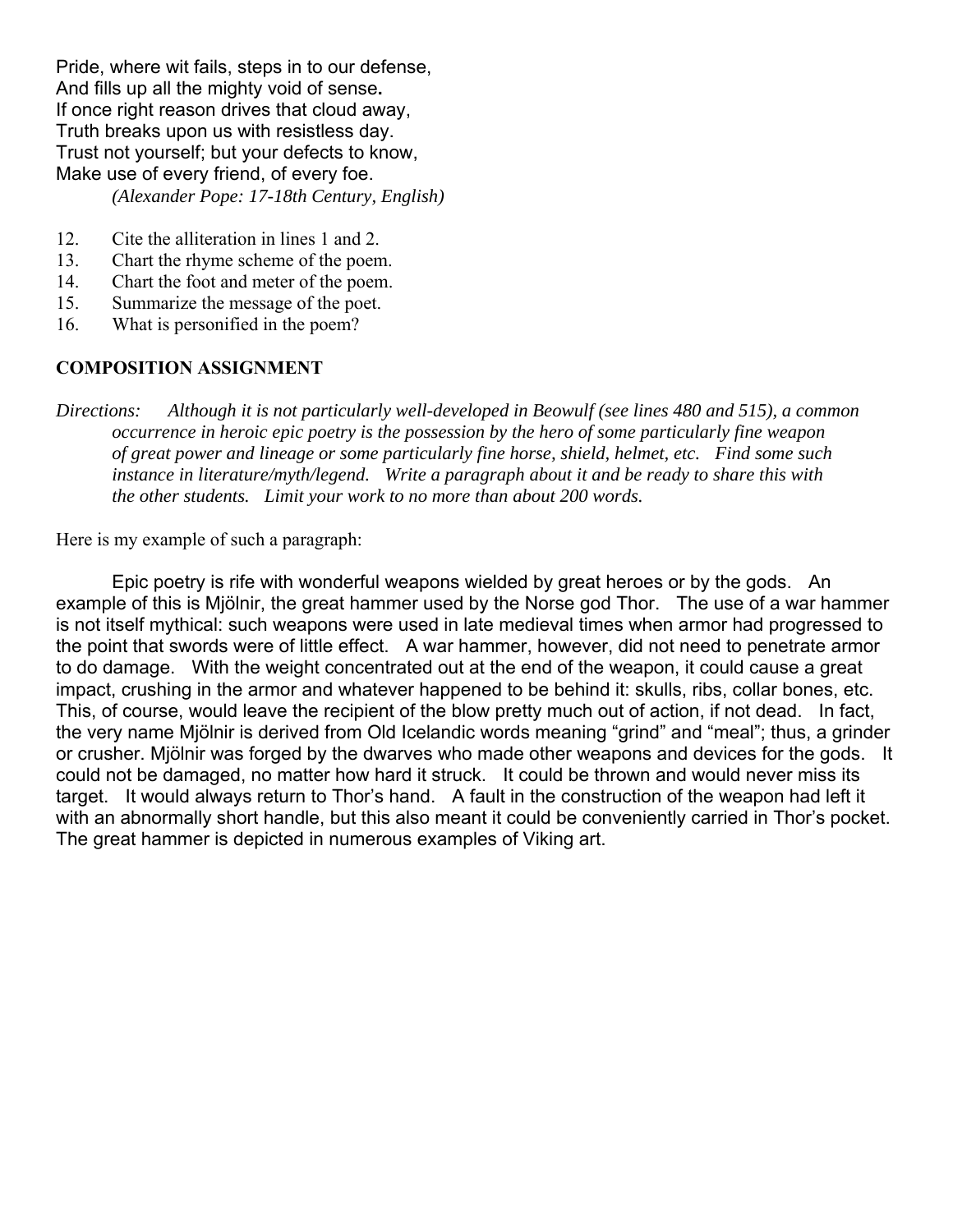Pride, where wit fails, steps in to our defense,
And fills up all the mighty void of sense**.**
If once right reason drives that cloud away,
Truth breaks upon us with resistless day.
Trust not yourself; but your defects to know,
Make use of every friend, of every foe.

*(Alexander Pope: 17-18th Century, English)*

12. Cite the alliteration in lines 1 and 2.
13. Chart the rhyme scheme of the poem.
14. Chart the foot and meter of the poem.
15. Summarize the message of the poet.
16. What is personified in the poem?

**COMPOSITION ASSIGNMENT**

*Directions: Although it is not particularly well-developed in Beowulf (see lines 480 and 515), a common occurrence in heroic epic poetry is the possession by the hero of some particularly fine weapon of great power and lineage or some particularly fine horse, shield, helmet, etc. Find some such instance in literature/myth/legend. Write a paragraph about it and be ready to share this with the other students. Limit your work to no more than about 200 words.*

Here is my example of such a paragraph:

Epic poetry is rife with wonderful weapons wielded by great heroes or by the gods. An example of this is Mjölnir, the great hammer used by the Norse god Thor. The use of a war hammer is not itself mythical: such weapons were used in late medieval times when armor had progressed to the point that swords were of little effect. A war hammer, however, did not need to penetrate armor to do damage. With the weight concentrated out at the end of the weapon, it could cause a great impact, crushing in the armor and whatever happened to be behind it: skulls, ribs, collar bones, etc. This, of course, would leave the recipient of the blow pretty much out of action, if not dead. In fact, the very name Mjölnir is derived from Old Icelandic words meaning "grind" and "meal"; thus, a grinder or crusher. Mjölnir was forged by the dwarves who made other weapons and devices for the gods. It could not be damaged, no matter how hard it struck. It could be thrown and would never miss its target. It would always return to Thor's hand. A fault in the construction of the weapon had left it with an abnormally short handle, but this also meant it could be conveniently carried in Thor's pocket. The great hammer is depicted in numerous examples of Viking art.